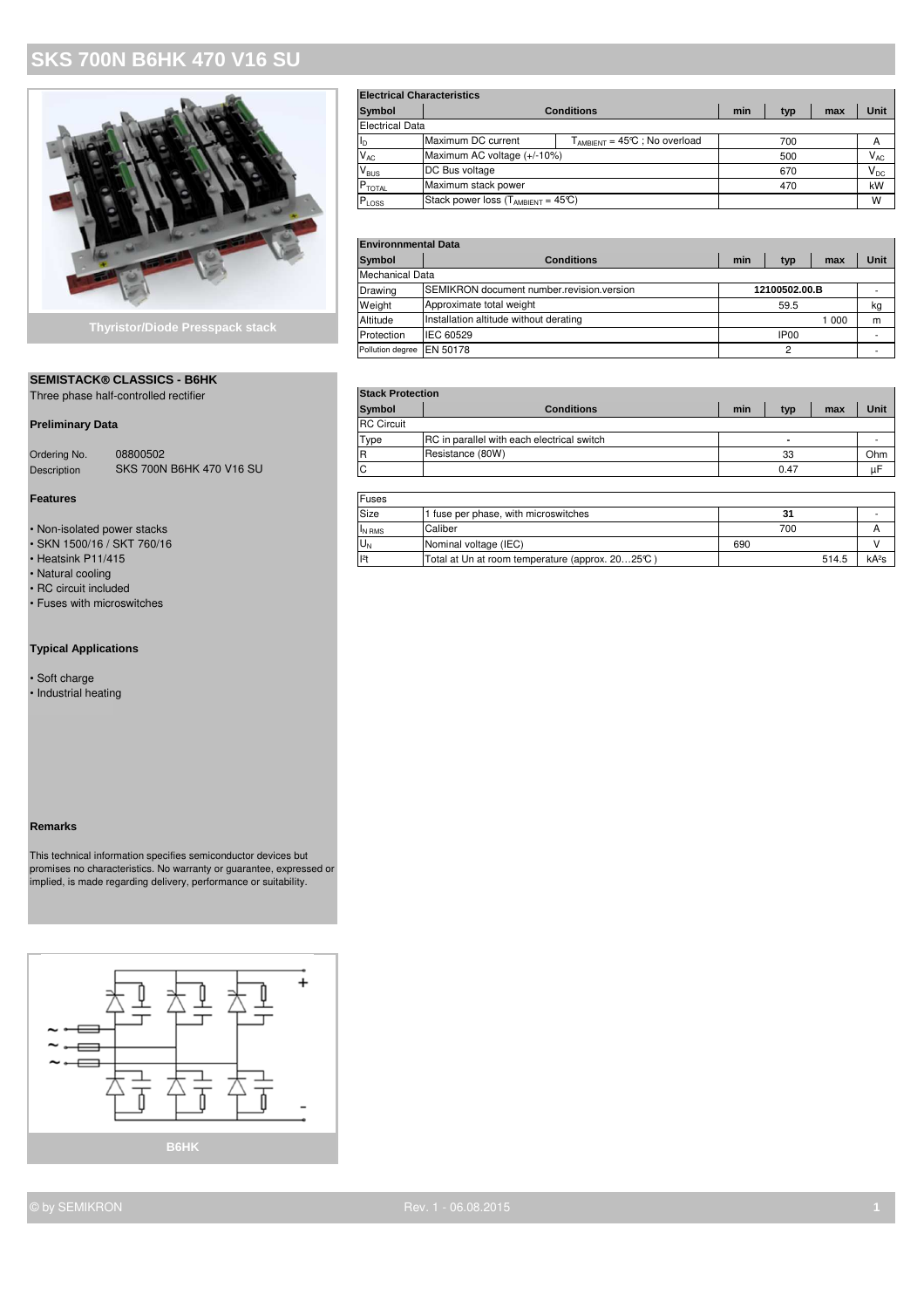# SKS 700N B6HK 470 V16 SU

Thyristor/Diode Presspack stack

## SEMISTACK® CLASSICS - B6HK

Three phase half-controlled rectifier

### Preliminary Data

| | |
|---|---|
| Ordering No. | 08800502 |
| Description | SKS 700N B6HK 470 V16 SU |

### Features

- Non-isolated power stacks
- SKN 1500/16 / SKT 760/16
- Heatsink P11/415
- Natural cooling
- RC circuit included
- Fuses with microswitches

### Typical Applications

- Soft charge
- Industrial heating

### Remarks

This technical information specifies semiconductor devices but promises no characteristics. No warranty or guarantee, expressed or implied, is made regarding delivery, performance or suitability.

B6HK

**Electrical Characteristics**

| Symbol | Conditions | | min | typ | max | Unit |
|---|---|---|---|---|---|---|
| Electrical Data | | | | | | |
| $I_D$ | Maximum DC current | $T_{AMBIENT}$ = 45°C ; No overload | | 700 | | A |
| $V_{AC}$ | Maximum AC voltage (+/-10%) | | | 500 | | $V_{AC}$ |
| $V_{BUS}$ | DC Bus voltage | | | 670 | | $V_{DC}$ |
| $P_{TOTAL}$ | Maximum stack power | | | 470 | | kW |
| $P_{LOSS}$ | Stack power loss ($T_{AMBIENT}$ = 45°C) | | | | | W |

**Environnmental Data**

| Symbol | Conditions | min | typ | max | Unit |
|---|---|---|---|---|---|
| Mechanical Data | | | | | |
| Drawing | SEMIKRON document number.revision.version | | 12100502.00.B | | - |
| Weight | Approximate total weight | | 59.5 | | kg |
| Altitude | Installation altitude without derating | | | 1 000 | m |
| Protection | IEC 60529 | | IP00 | | - |
| Pollution degree | EN 50178 | | 2 | | - |

**Stack Protection**

| Symbol | Conditions | min | typ | max | Unit |
|---|---|---|---|---|---|
| RC Circuit | | | | | |
| Type | RC in parallel with each electrical switch | | - | | - |
| R | Resistance (80W) | | 33 | | Ohm |
| C | | | 0.47 | | µF |
| Fuses | | | | | |
| Size | 1 fuse per phase, with microswitches | | 31 | | - |
| $I_{N\,RMS}$ | Caliber | | 700 | | A |
| $U_N$ | Nominal voltage (IEC) | 690 | | | V |
| $I^2t$ | Total at Un at room temperature (approx. 20…25°C ) | | | 514.5 | kA²s |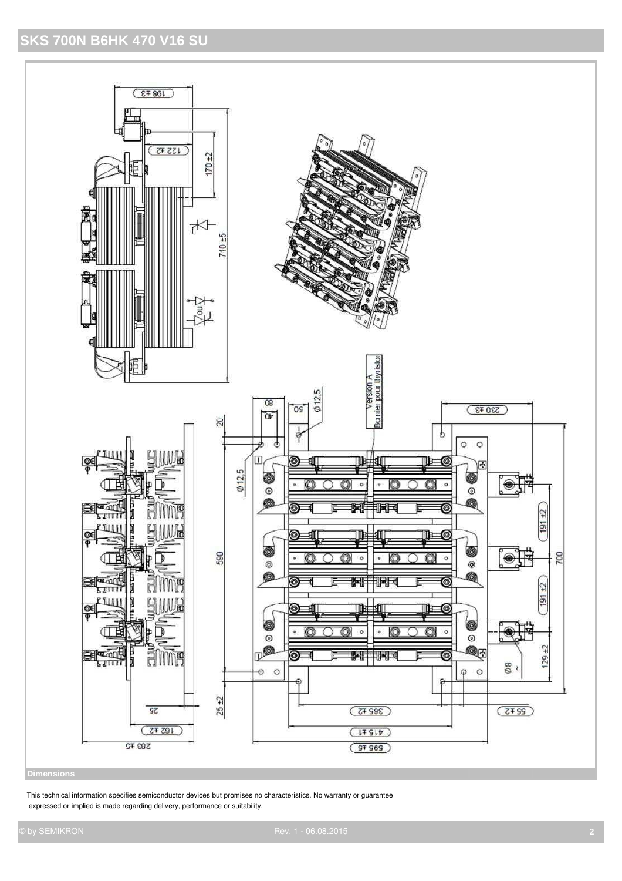# SKS 700N B6HK 470 V16 SU

198 ±3

122 ±2

170 ±2

710 ±5

80

40

50

Ø12,5

Version A
Bornier pour thyristor

230 ±3

20

Ø12,5

590

191 ±2

700

191 ±2

Ø8

129 ±2

25

25 ±2

162 ±2

283 ±5

365 ±2

415 ±1

595 ±5

55 ±2

Dimensions

This technical information specifies semiconductor devices but promises no characteristics. No warranty or guarantee expressed or implied is made regarding delivery, performance or suitability.